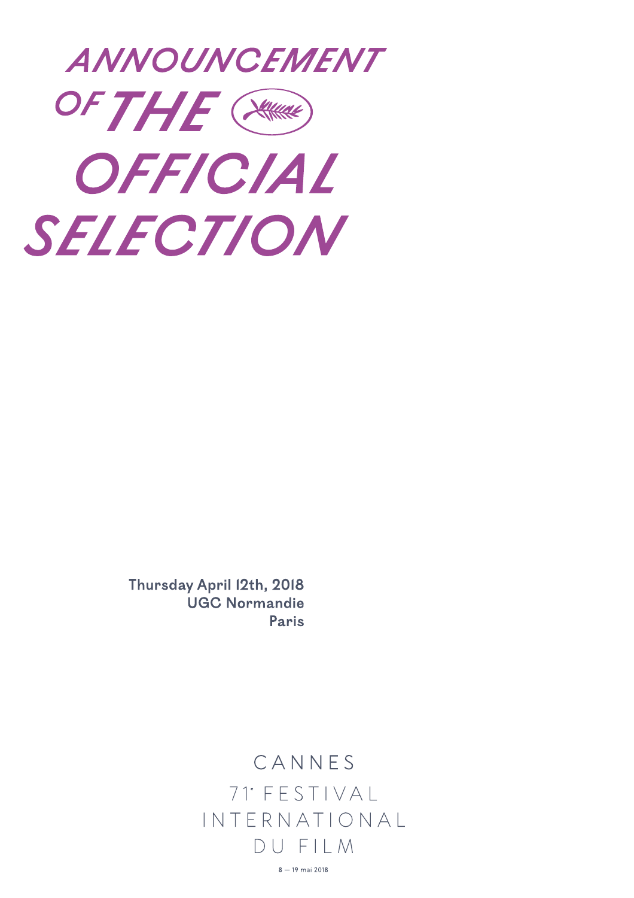# ANNOUNCEMENT OF THE OFFICIAL SELECTION

**Thursday April 12th, 2018**
**UGC Normandie**
**Paris**

CANNES
71e FESTIVAL
INTERNATIONAL
DU FILM

8 — 19 mai 2018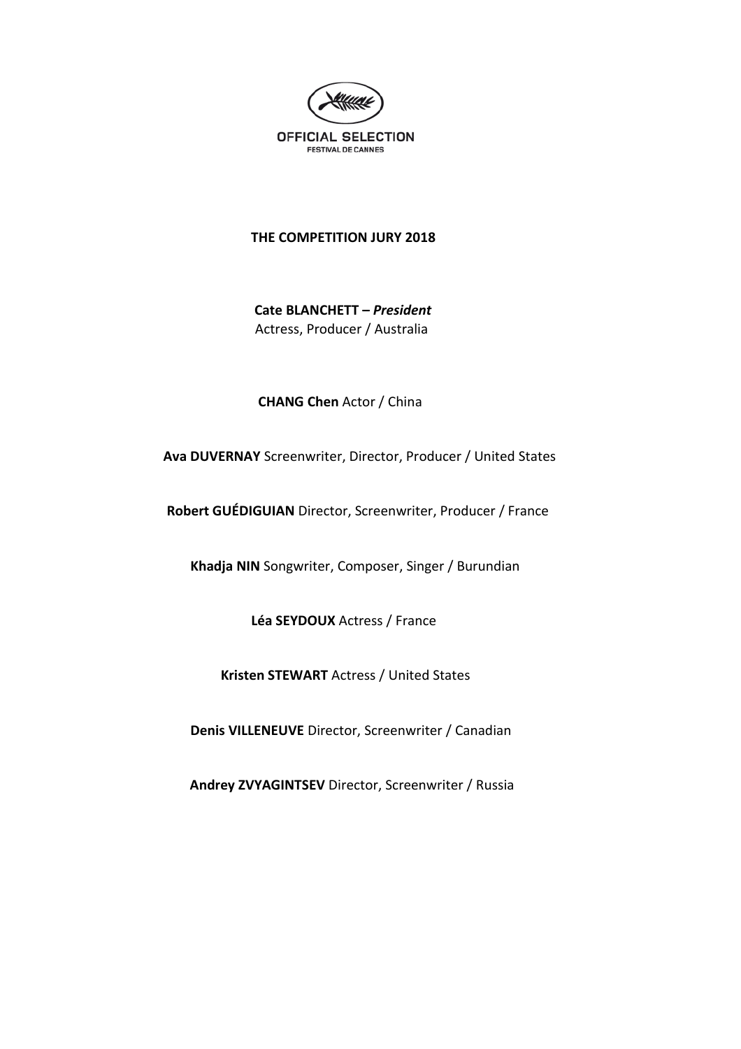OFFICIAL SELECTION
FESTIVAL DE CANNES

## THE COMPETITION JURY 2018

**Cate BLANCHETT** – ***President***
Actress, Producer / Australia

**CHANG Chen** Actor / China

**Ava DUVERNAY** Screenwriter, Director, Producer / United States

**Robert GUÉDIGUIAN** Director, Screenwriter, Producer / France

**Khadja NIN** Songwriter, Composer, Singer / Burundian

**Léa SEYDOUX** Actress / France

**Kristen STEWART** Actress / United States

**Denis VILLENEUVE** Director, Screenwriter / Canadian

**Andrey ZVYAGINTSEV** Director, Screenwriter / Russia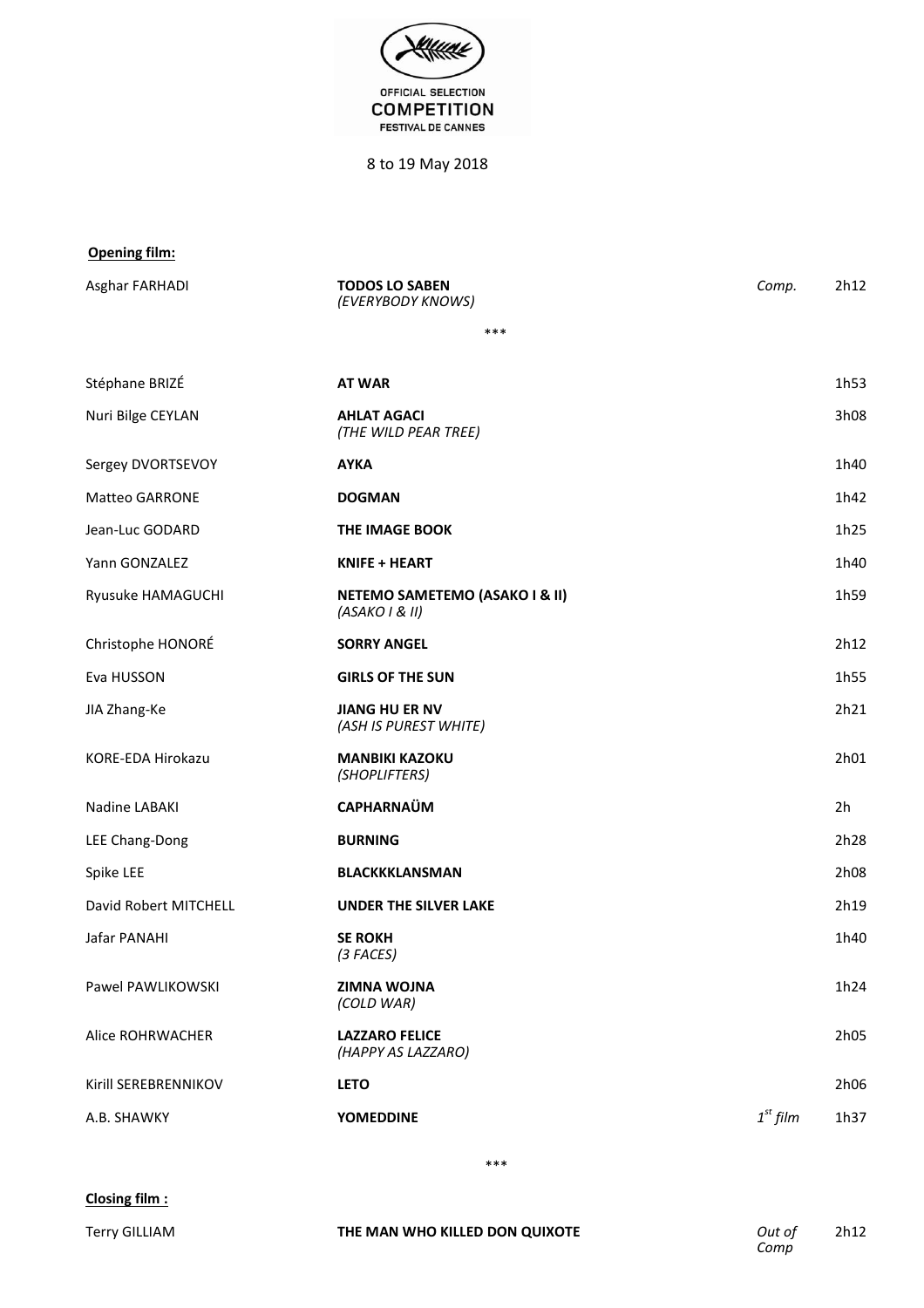OFFICIAL SELECTION
**COMPETITION**
FESTIVAL DE CANNES

8 to 19 May 2018

**Opening film:**

| | | | |
|---|---|---|---|
| Asghar FARHADI | **TODOS LO SABEN** *(EVERYBODY KNOWS)* | *Comp.* | 2h12 |

\*\*\*

| | | | |
|---|---|---|---|
| Stéphane BRIZÉ | **AT WAR** | | 1h53 |
| Nuri Bilge CEYLAN | **AHLAT AGACI** *(THE WILD PEAR TREE)* | | 3h08 |
| Sergey DVORTSEVOY | **AYKA** | | 1h40 |
| Matteo GARRONE | **DOGMAN** | | 1h42 |
| Jean-Luc GODARD | **THE IMAGE BOOK** | | 1h25 |
| Yann GONZALEZ | **KNIFE + HEART** | | 1h40 |
| Ryusuke HAMAGUCHI | **NETEMO SAMETEMO (ASAKO I & II)** *(ASAKO I & II)* | | 1h59 |
| Christophe HONORÉ | **SORRY ANGEL** | | 2h12 |
| Eva HUSSON | **GIRLS OF THE SUN** | | 1h55 |
| JIA Zhang-Ke | **JIANG HU ER NV** *(ASH IS PUREST WHITE)* | | 2h21 |
| KORE-EDA Hirokazu | **MANBIKI KAZOKU** *(SHOPLIFTERS)* | | 2h01 |
| Nadine LABAKI | **CAPHARNAÜM** | | 2h |
| LEE Chang-Dong | **BURNING** | | 2h28 |
| Spike LEE | **BLACKKKLANSMAN** | | 2h08 |
| David Robert MITCHELL | **UNDER THE SILVER LAKE** | | 2h19 |
| Jafar PANAHI | **SE ROKH** *(3 FACES)* | | 1h40 |
| Pawel PAWLIKOWSKI | **ZIMNA WOJNA** *(COLD WAR)* | | 1h24 |
| Alice ROHRWACHER | **LAZZARO FELICE** *(HAPPY AS LAZZARO)* | | 2h05 |
| Kirill SEREBRENNIKOV | **LETO** | | 2h06 |
| A.B. SHAWKY | **YOMEDDINE** | *1st film* | 1h37 |

\*\*\*

**Closing film :**

| | | | |
|---|---|---|---|
| Terry GILLIAM | **THE MAN WHO KILLED DON QUIXOTE** | *Out of Comp* | 2h12 |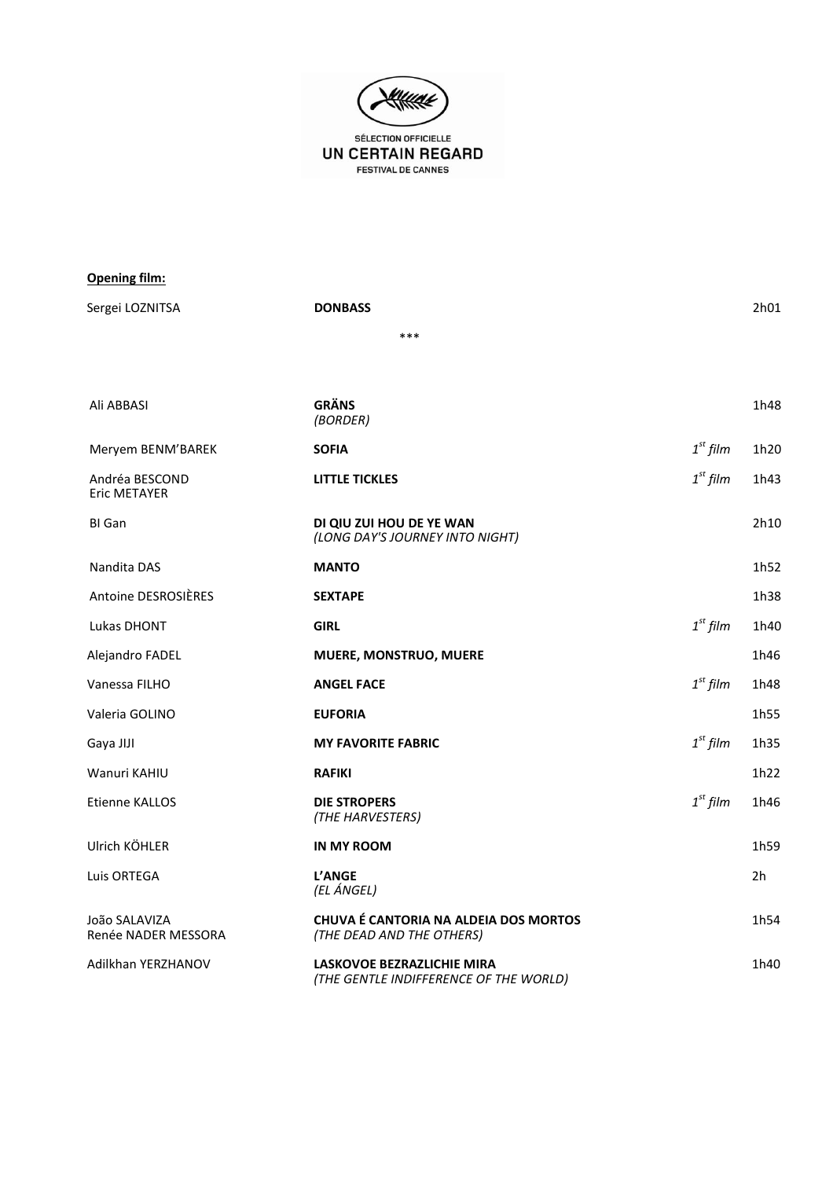SÉLECTION OFFICIELLE
**UN CERTAIN REGARD**
FESTIVAL DE CANNES

**Opening film:**

| | | | |
|---|---|---|---|
| Sergei LOZNITSA | **DONBASS** | | 2h01 |

\*\*\*

| | | | |
|---|---|---|---|
| Ali ABBASI | **GRÄNS** *(BORDER)* | | 1h48 |
| Meryem BENM'BAREK | **SOFIA** | *1st film* | 1h20 |
| Andréa BESCOND Eric METAYER | **LITTLE TICKLES** | *1st film* | 1h43 |
| BI Gan | **DI QIU ZUI HOU DE YE WAN** *(LONG DAY'S JOURNEY INTO NIGHT)* | | 2h10 |
| Nandita DAS | **MANTO** | | 1h52 |
| Antoine DESROSIÈRES | **SEXTAPE** | | 1h38 |
| Lukas DHONT | **GIRL** | *1st film* | 1h40 |
| Alejandro FADEL | **MUERE, MONSTRUO, MUERE** | | 1h46 |
| Vanessa FILHO | **ANGEL FACE** | *1st film* | 1h48 |
| Valeria GOLINO | **EUFORIA** | | 1h55 |
| Gaya JIJI | **MY FAVORITE FABRIC** | *1st film* | 1h35 |
| Wanuri KAHIU | **RAFIKI** | | 1h22 |
| Etienne KALLOS | **DIE STROPERS** *(THE HARVESTERS)* | *1st film* | 1h46 |
| Ulrich KÖHLER | **IN MY ROOM** | | 1h59 |
| Luis ORTEGA | **L'ANGE** *(EL ÁNGEL)* | | 2h |
| João SALAVIZA Renée NADER MESSORA | **CHUVA É CANTORIA NA ALDEIA DOS MORTOS** *(THE DEAD AND THE OTHERS)* | | 1h54 |
| Adilkhan YERZHANOV | **LASKOVOE BEZRAZLICHIE MIRA** *(THE GENTLE INDIFFERENCE OF THE WORLD)* | | 1h40 |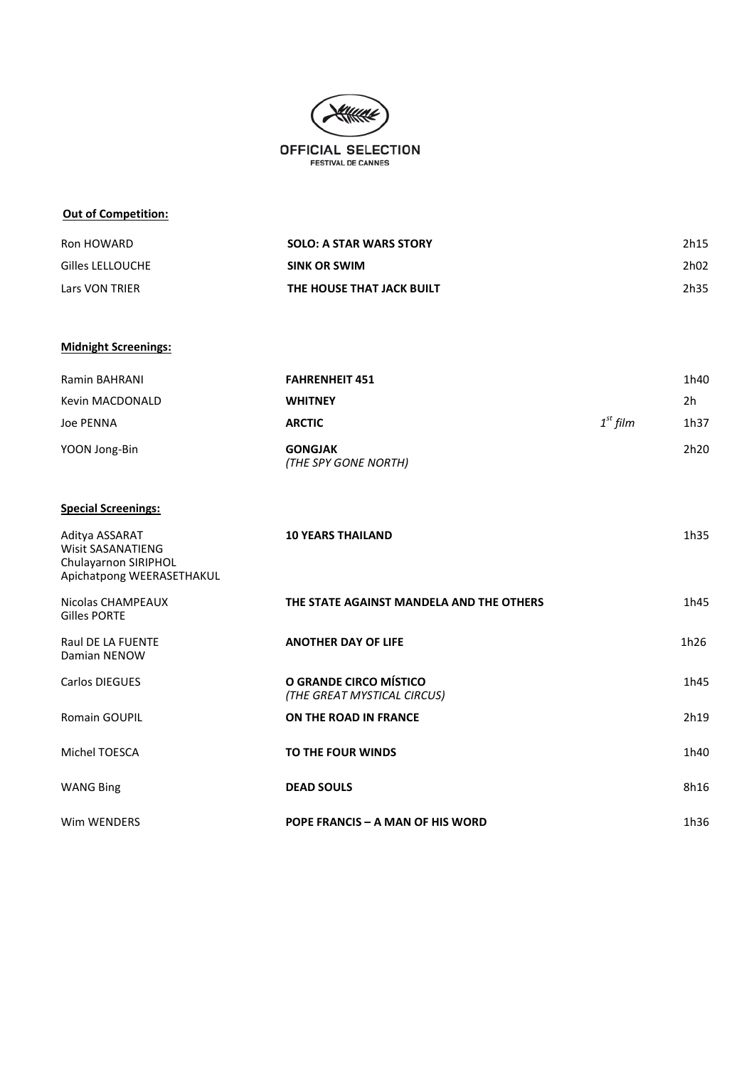**OFFICIAL SELECTION**
FESTIVAL DE CANNES

**Out of Competition:**

| | | | |
|---|---|---|---|
| Ron HOWARD | **SOLO: A STAR WARS STORY** | | 2h15 |
| Gilles LELLOUCHE | **SINK OR SWIM** | | 2h02 |
| Lars VON TRIER | **THE HOUSE THAT JACK BUILT** | | 2h35 |

**Midnight Screenings:**

| | | | |
|---|---|---|---|
| Ramin BAHRANI | **FAHRENHEIT 451** | | 1h40 |
| Kevin MACDONALD | **WHITNEY** | | 2h |
| Joe PENNA | **ARCTIC** | *1st film* | 1h37 |
| YOON Jong-Bin | **GONGJAK** *(THE SPY GONE NORTH)* | | 2h20 |

**Special Screenings:**

| | | | |
|---|---|---|---|
| Aditya ASSARAT, Wisit SASANATIENG, Chulayarnon SIRIPHOL, Apichatpong WEERASETHAKUL | **10 YEARS THAILAND** | | 1h35 |
| Nicolas CHAMPEAUX, Gilles PORTE | **THE STATE AGAINST MANDELA AND THE OTHERS** | | 1h45 |
| Raul DE LA FUENTE, Damian NENOW | **ANOTHER DAY OF LIFE** | | 1h26 |
| Carlos DIEGUES | **O GRANDE CIRCO MÍSTICO** *(THE GREAT MYSTICAL CIRCUS)* | | 1h45 |
| Romain GOUPIL | **ON THE ROAD IN FRANCE** | | 2h19 |
| Michel TOESCA | **TO THE FOUR WINDS** | | 1h40 |
| WANG Bing | **DEAD SOULS** | | 8h16 |
| Wim WENDERS | **POPE FRANCIS – A MAN OF HIS WORD** | | 1h36 |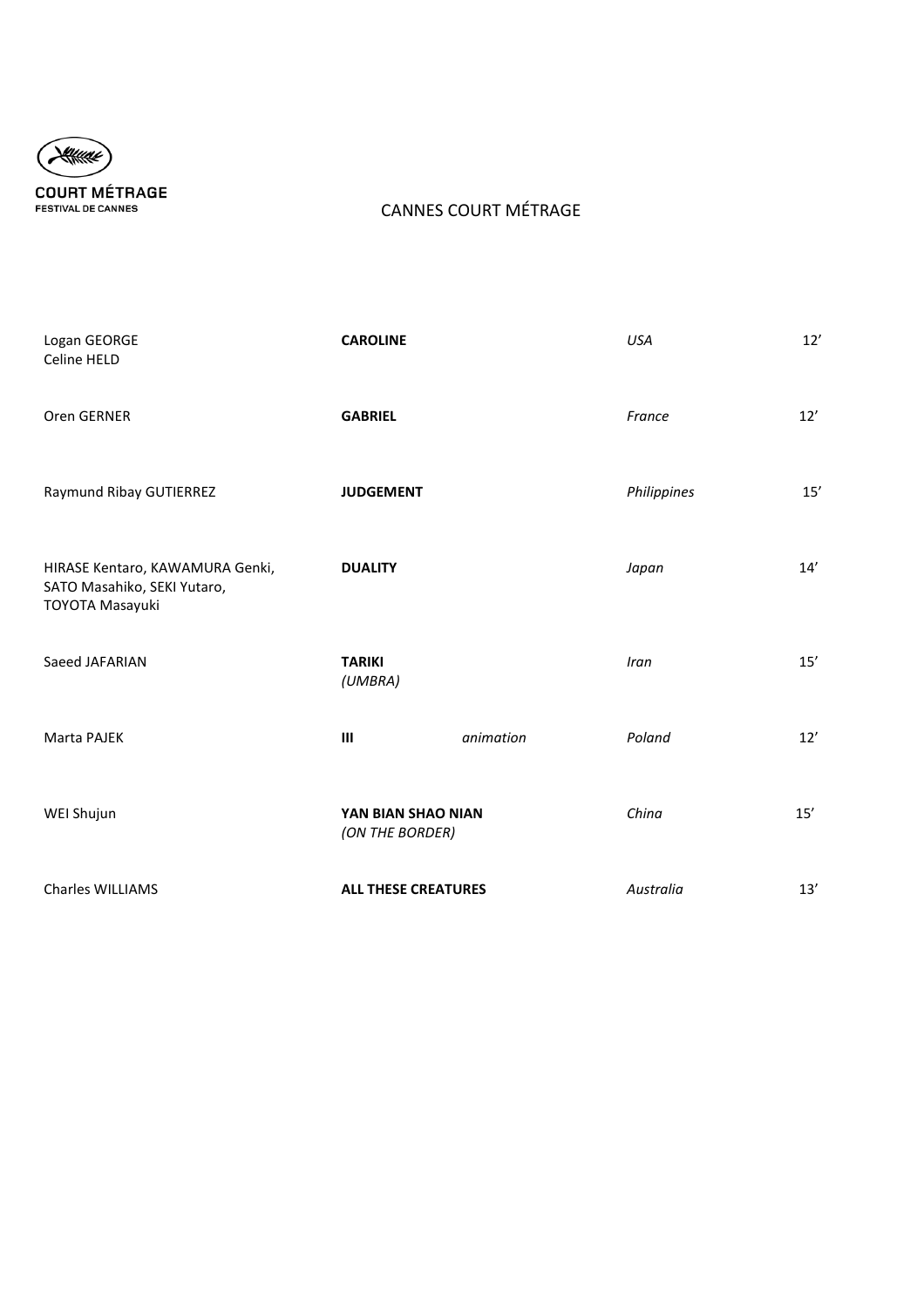COURT MÉTRAGE
FESTIVAL DE CANNES

# CANNES COURT MÉTRAGE

| | | | | |
|---|---|---|---|---|
| Logan GEORGE<br>Celine HELD | **CAROLINE** | | *USA* | 12’ |
| Oren GERNER | **GABRIEL** | | *France* | 12’ |
| Raymund Ribay GUTIERREZ | **JUDGEMENT** | | *Philippines* | 15’ |
| HIRASE Kentaro, KAWAMURA Genki, SATO Masahiko, SEKI Yutaro, TOYOTA Masayuki | **DUALITY** | | *Japan* | 14’ |
| Saeed JAFARIAN | **TARIKI**<br>*(UMBRA)* | | *Iran* | 15’ |
| Marta PAJEK | **III** | *animation* | *Poland* | 12’ |
| WEI Shujun | **YAN BIAN SHAO NIAN**<br>*(ON THE BORDER)* | | *China* | 15’ |
| Charles WILLIAMS | **ALL THESE CREATURES** | | *Australia* | 13’ |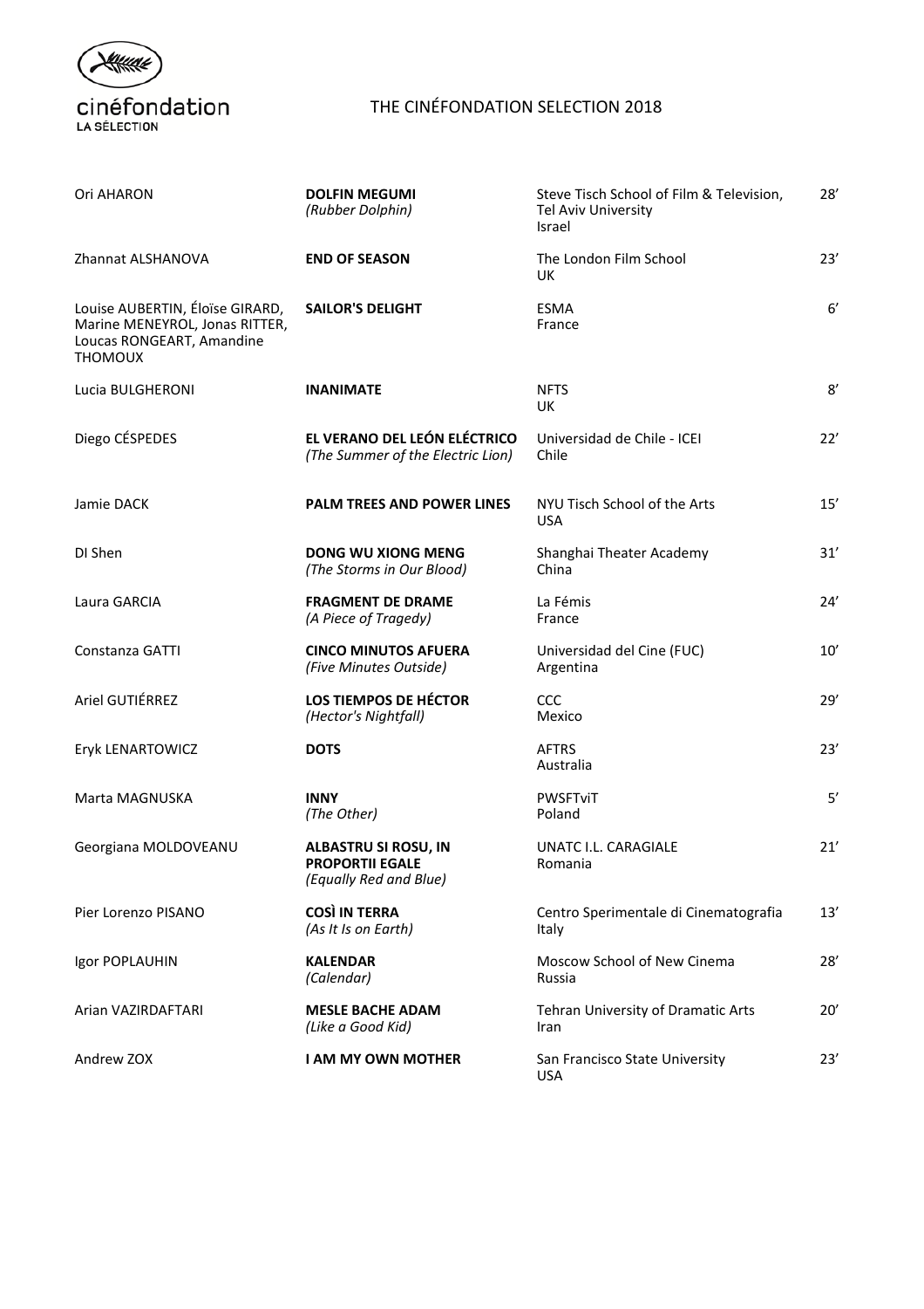cinéfondation
LA SÉLECTION

# THE CINÉFONDATION SELECTION 2018

| Director | Title | School | Duration |
|---|---|---|---|
| Ori AHARON | **DOLFIN MEGUMI** *(Rubber Dolphin)* | Steve Tisch School of Film & Television, Tel Aviv University Israel | 28’ |
| Zhannat ALSHANOVA | **END OF SEASON** | The London Film School UK | 23’ |
| Louise AUBERTIN, Éloïse GIRARD, Marine MENEYROL, Jonas RITTER, Loucas RONGEART, Amandine THOMOUX | **SAILOR'S DELIGHT** | ESMA France | 6’ |
| Lucia BULGHERONI | **INANIMATE** | NFTS UK | 8’ |
| Diego CÉSPEDES | **EL VERANO DEL LEÓN ELÉCTRICO** *(The Summer of the Electric Lion)* | Universidad de Chile - ICEI Chile | 22’ |
| Jamie DACK | **PALM TREES AND POWER LINES** | NYU Tisch School of the Arts USA | 15’ |
| DI Shen | **DONG WU XIONG MENG** *(The Storms in Our Blood)* | Shanghai Theater Academy China | 31’ |
| Laura GARCIA | **FRAGMENT DE DRAME** *(A Piece of Tragedy)* | La Fémis France | 24’ |
| Constanza GATTI | **CINCO MINUTOS AFUERA** *(Five Minutes Outside)* | Universidad del Cine (FUC) Argentina | 10’ |
| Ariel GUTIÉRREZ | **LOS TIEMPOS DE HÉCTOR** *(Hector's Nightfall)* | CCC Mexico | 29’ |
| Eryk LENARTOWICZ | **DOTS** | AFTRS Australia | 23’ |
| Marta MAGNUSKA | **INNY** *(The Other)* | PWSFTviT Poland | 5’ |
| Georgiana MOLDOVEANU | **ALBASTRU SI ROSU, IN PROPORTII EGALE** *(Equally Red and Blue)* | UNATC I.L. CARAGIALE Romania | 21’ |
| Pier Lorenzo PISANO | **COSÌ IN TERRA** *(As It Is on Earth)* | Centro Sperimentale di Cinematografia Italy | 13’ |
| Igor POPLAUHIN | **KALENDAR** *(Calendar)* | Moscow School of New Cinema Russia | 28’ |
| Arian VAZIRDAFTARI | **MESLE BACHE ADAM** *(Like a Good Kid)* | Tehran University of Dramatic Arts Iran | 20’ |
| Andrew ZOX | **I AM MY OWN MOTHER** | San Francisco State University USA | 23’ |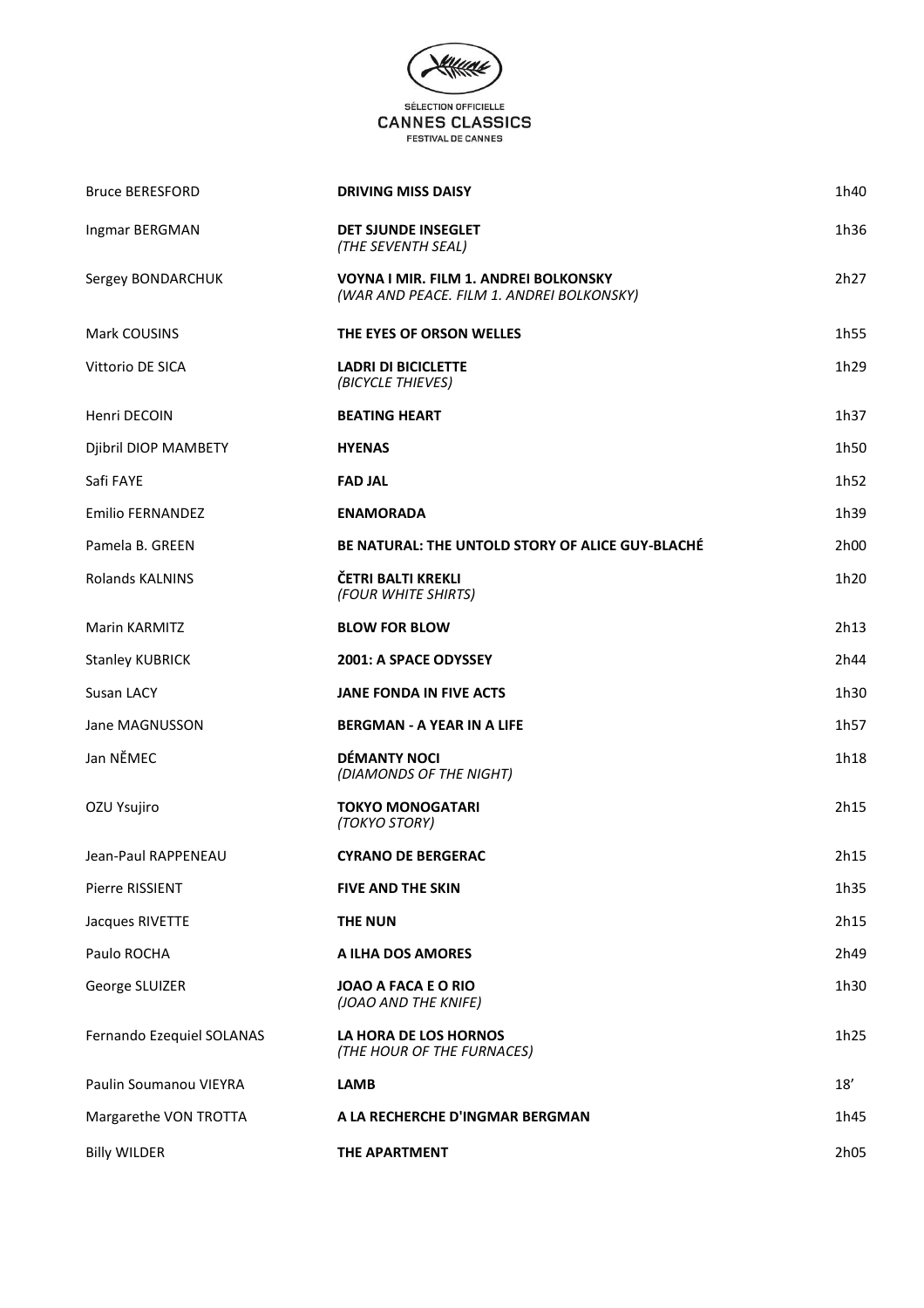SÉLECTION OFFICIELLE
CANNES CLASSICS
FESTIVAL DE CANNES

| Director | Title | Duration |
|---|---|---|
| Bruce BERESFORD | **DRIVING MISS DAISY** | 1h40 |
| Ingmar BERGMAN | **DET SJUNDE INSEGLET** *(THE SEVENTH SEAL)* | 1h36 |
| Sergey BONDARCHUK | **VOYNA I MIR. FILM 1. ANDREI BOLKONSKY** *(WAR AND PEACE. FILM 1. ANDREI BOLKONSKY)* | 2h27 |
| Mark COUSINS | **THE EYES OF ORSON WELLES** | 1h55 |
| Vittorio DE SICA | **LADRI DI BICICLETTE** *(BICYCLE THIEVES)* | 1h29 |
| Henri DECOIN | **BEATING HEART** | 1h37 |
| Djibril DIOP MAMBETY | **HYENAS** | 1h50 |
| Safi FAYE | **FAD JAL** | 1h52 |
| Emilio FERNANDEZ | **ENAMORADA** | 1h39 |
| Pamela B. GREEN | **BE NATURAL: THE UNTOLD STORY OF ALICE GUY-BLACHÉ** | 2h00 |
| Rolands KALNINS | **ČETRI BALTI KREKLI** *(FOUR WHITE SHIRTS)* | 1h20 |
| Marin KARMITZ | **BLOW FOR BLOW** | 2h13 |
| Stanley KUBRICK | **2001: A SPACE ODYSSEY** | 2h44 |
| Susan LACY | **JANE FONDA IN FIVE ACTS** | 1h30 |
| Jane MAGNUSSON | **BERGMAN - A YEAR IN A LIFE** | 1h57 |
| Jan NĚMEC | **DÉMANTY NOCI** *(DIAMONDS OF THE NIGHT)* | 1h18 |
| OZU Ysujiro | **TOKYO MONOGATARI** *(TOKYO STORY)* | 2h15 |
| Jean-Paul RAPPENEAU | **CYRANO DE BERGERAC** | 2h15 |
| Pierre RISSIENT | **FIVE AND THE SKIN** | 1h35 |
| Jacques RIVETTE | **THE NUN** | 2h15 |
| Paulo ROCHA | **A ILHA DOS AMORES** | 2h49 |
| George SLUIZER | **JOAO A FACA E O RIO** *(JOAO AND THE KNIFE)* | 1h30 |
| Fernando Ezequiel SOLANAS | **LA HORA DE LOS HORNOS** *(THE HOUR OF THE FURNACES)* | 1h25 |
| Paulin Soumanou VIEYRA | **LAMB** | 18' |
| Margarethe VON TROTTA | **A LA RECHERCHE D'INGMAR BERGMAN** | 1h45 |
| Billy WILDER | **THE APARTMENT** | 2h05 |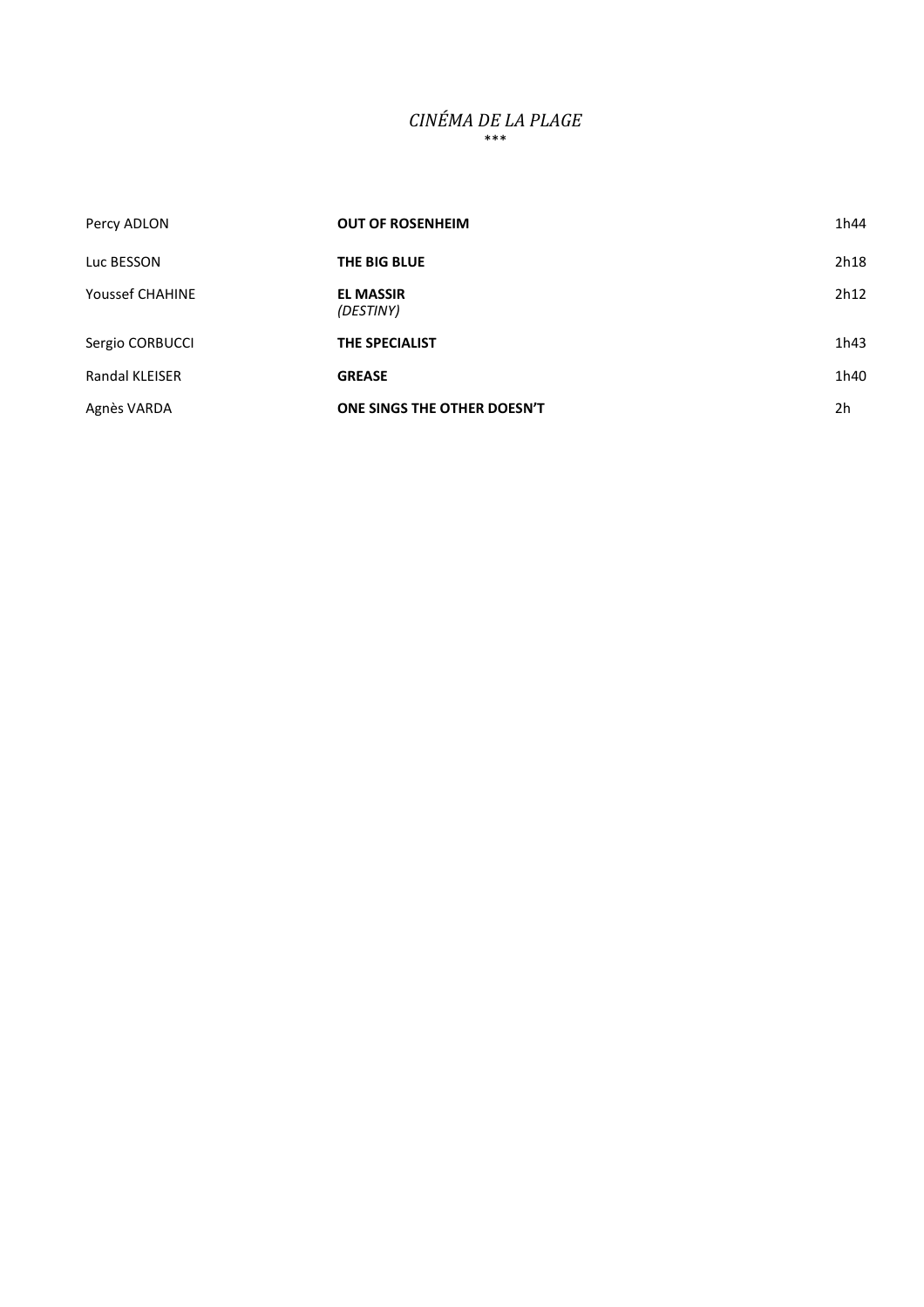*CINÉMA DE LA PLAGE*

\*\*\*

| | | |
|---|---|---|
| Percy ADLON | **OUT OF ROSENHEIM** | 1h44 |
| Luc BESSON | **THE BIG BLUE** | 2h18 |
| Youssef CHAHINE | **EL MASSIR** *(DESTINY)* | 2h12 |
| Sergio CORBUCCI | **THE SPECIALIST** | 1h43 |
| Randal KLEISER | **GREASE** | 1h40 |
| Agnès VARDA | **ONE SINGS THE OTHER DOESN'T** | 2h |